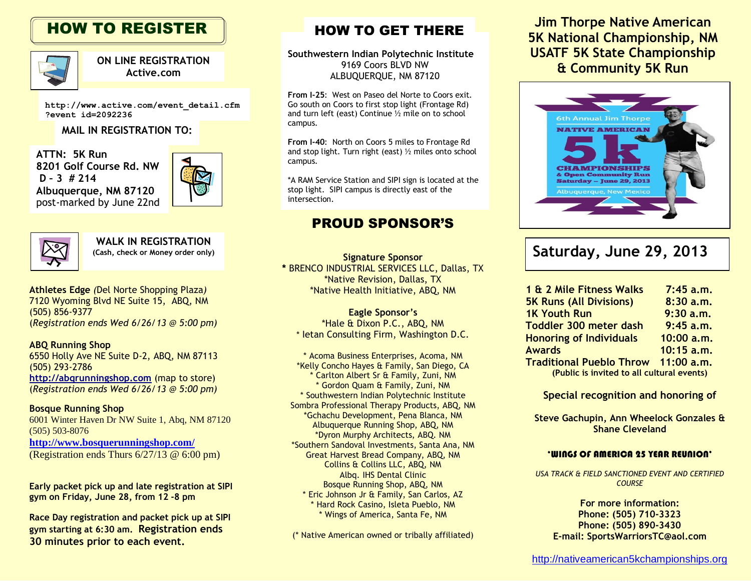# HOW TO REGISTER

**ON LINE REGISTRATION**
**Active.com**

```
http://www.active.com/event_detail.cfm
?event id=2092236
```

**MAIL IN REGISTRATION TO:**

**ATTN: 5K Run**
**8201 Golf Course Rd. NW**
**D – 3 # 214**
**Albuquerque, NM 87120**
post-marked by June 22nd

**WALK IN REGISTRATION**
**(Cash, check or Money order only)**

**Athletes Edge** *(*Del Norte Shopping Plaza*)*
7120 Wyoming Blvd NE Suite 15, ABQ, NM
(505) 856-9377
*(Registration ends Wed 6/26/13 @ 5:00 pm)*

**ABQ Running Shop**
6550 Holly Ave NE Suite D-2, ABQ, NM 87113
(505) 293-2786
http://abqrunningshop.com (map to store)
*(Registration ends Wed 6/26/13 @ 5:00 pm)*

**Bosque Running Shop**
6001 Winter Haven Dr NW Suite 1, Abq, NM 87120
(505) 503-8076
**http://www.bosquerunningshop.com/**
(Registration ends Thurs 6/27/13 @ 6:00 pm)

**Early packet pick up and late registration at SIPI gym on Friday, June 28, from 12 -8 pm**

**Race Day registration and packet pick up at SIPI gym starting at 6:30 am. Registration ends 30 minutes prior to each event.**

# HOW TO GET THERE

**Southwestern Indian Polytechnic Institute**
9169 Coors BLVD NW
ALBUQUERQUE, NM 87120

**From I-25**: West on Paseo del Norte to Coors exit. Go south on Coors to first stop light (Frontage Rd) and turn left (east) Continue ½ mile on to school campus.

**From I-40**: North on Coors 5 miles to Frontage Rd and stop light. Turn right (east) ½ miles onto school campus.

*A RAM Service Station and SIPI sign is located at the stop light. SIPI campus is directly east of the intersection.

# PROUD SPONSOR'S

**Signature Sponsor**
**\*** BRENCO INDUSTRIAL SERVICES LLC, Dallas, TX
*Native Revision, Dallas, TX
*Native Health Initiative, ABQ, NM

**Eagle Sponsor's**
*Hale & Dixon P.C., ABQ, NM
* Ietan Consulting Firm, Washington D.C.

* Acoma Business Enterprises, Acoma, NM
*Kelly Concho Hayes & Family, San Diego, CA
* Carlton Albert Sr & Family, Zuni, NM
* Gordon Quam & Family, Zuni, NM
* Southwestern Indian Polytechnic Institute
Sombra Professional Therapy Products, ABQ, NM
*Gchachu Development, Pena Blanca, NM
Albuquerque Running Shop, ABQ, NM
*Dyron Murphy Architects, ABQ. NM
*Southern Sandoval Investments, Santa Ana, NM
Great Harvest Bread Company, ABQ, NM
Collins & Collins LLC, ABQ, NM
Albq. IHS Dental Clinic
Bosque Running Shop, ABQ, NM
* Eric Johnson Jr & Family, San Carlos, AZ
* Hard Rock Casino, Isleta Pueblo, NM
* Wings of America, Santa Fe, NM

(* Native American owned or tribally affiliated)

# Jim Thorpe Native American 5K National Championship, NM USATF 5K State Championship & Community 5K Run

6th Annual Jim Thorpe
NATIVE AMERICAN
5k
CHAMPIONSHIPS
& Open Community Run
Saturday – June 29, 2013
Albuquerque, New Mexico

## Saturday, June 29, 2013

| Event | Time |
|---|---|
| 1 & 2 Mile Fitness Walks | 7:45 a.m. |
| 5K Runs (All Divisions) | 8:30 a.m. |
| 1K Youth Run | 9:30 a.m. |
| Toddler 300 meter dash | 9:45 a.m. |
| Honoring of Individuals | 10:00 a.m. |
| Awards | 10:15 a.m. |
| Traditional Pueblo Throw | 11:00 a.m. |

**(Public is invited to all cultural events)**

**Special recognition and honoring of**

**Steve Gachupin, Ann Wheelock Gonzales & Shane Cleveland**

**"WINGS OF AMERICA 25 YEAR REUNION"**

*USA TRACK & FIELD SANCTIONED EVENT AND CERTIFIED COURSE*

**For more information:**
**Phone: (505) 710-3323**
**Phone: (505) 890-3430**
**E-mail: SportsWarriorsTC@aol.com**

http://nativeamerican5kchampionships.org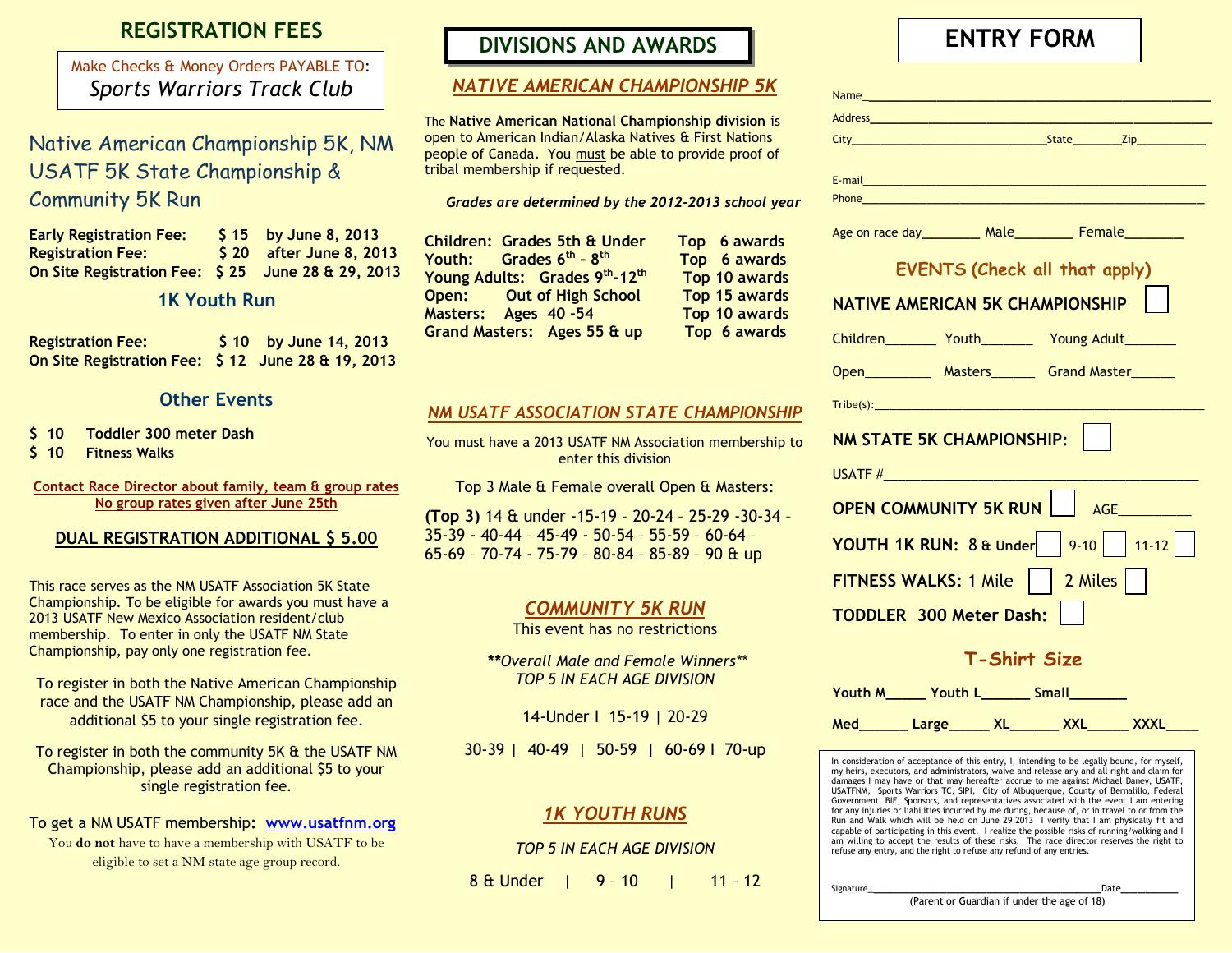## REGISTRATION FEES

Make Checks & Money Orders PAYABLE TO:
*Sports Warriors Track Club*

### Native American Championship 5K, NM USATF 5K State Championship & Community 5K Run

| | | |
|---|---|---|
| **Early Registration Fee:** | **$ 15** | **by June 8, 2013** |
| **Registration Fee:** | **$ 20** | **after June 8, 2013** |
| **On Site Registration Fee:** | **$ 25** | **June 28 & 29, 2013** |

### 1K Youth Run

| | | |
|---|---|---|
| **Registration Fee:** | **$ 10** | **by June 14, 2013** |
| **On Site Registration Fee:** | **$ 12** | **June 28 & 19, 2013** |

### Other Events

- **$ 10 Toddler 300 meter Dash**
- **$ 10 Fitness Walks**

**Contact Race Director about family, team & group rates**
**No group rates given after June 25th**

**DUAL REGISTRATION ADDITIONAL $ 5.00**

This race serves as the NM USATF Association 5K State Championship. To be eligible for awards you must have a 2013 USATF New Mexico Association resident/club membership. To enter in only the USATF NM State Championship, pay only one registration fee.

To register in both the Native American Championship race and the USATF NM Championship, please add an additional $5 to your single registration fee.

To register in both the community 5K & the USATF NM Championship, please add an additional $5 to your single registration fee.

To get a NM USATF membership: **www.usatfnm.org**

You **do not** have to have a membership with USATF to be eligible to set a NM state age group record.

## DIVISIONS AND AWARDS

### *NATIVE AMERICAN CHAMPIONSHIP 5K*

The **Native American National Championship division** is open to American Indian/Alaska Natives & First Nations people of Canada. You must be able to provide proof of tribal membership if requested.

***Grades are determined by the 2012-2013 school year***

| | | |
|---|---|---|
| **Children:** | **Grades 5th & Under** | **Top 6 awards** |
| **Youth:** | **Grades 6th - 8th** | **Top 6 awards** |
| **Young Adults:** | **Grades 9th-12th** | **Top 10 awards** |
| **Open:** | **Out of High School** | **Top 15 awards** |
| **Masters:** | **Ages 40 -54** | **Top 10 awards** |
| **Grand Masters:** | **Ages 55 & up** | **Top 6 awards** |

### *NM USATF ASSOCIATION STATE CHAMPIONSHIP*

You must have a 2013 USATF NM Association membership to enter this division

Top 3 Male & Female overall Open & Masters:

**(Top 3)** 14 & under -15-19 – 20-24 – 25-29 -30-34 – 35-39 - 40-44 – 45-49 - 50-54 – 55-59 – 60-64 – 65-69 – 70-74 - 75-79 – 80-84 – 85-89 – 90 & up

### *COMMUNITY 5K RUN*

This event has no restrictions

***Overall Male and Female Winners***
*TOP 5 IN EACH AGE DIVISION*

14-Under | 15-19 | 20-29

30-39 | 40-49 | 50-59 | 60-69 | 70-up

### *1K YOUTH RUNS*

*TOP 5 IN EACH AGE DIVISION*

8 & Under | 9 - 10 | 11 - 12

## ENTRY FORM

Name\_\_\_\_\_\_\_\_\_\_\_\_\_\_\_\_\_\_\_\_\_\_\_\_\_\_\_\_\_\_\_\_\_\_\_\_

Address\_\_\_\_\_\_\_\_\_\_\_\_\_\_\_\_\_\_\_\_\_\_\_\_\_\_\_\_\_\_\_\_\_\_

City\_\_\_\_\_\_\_\_\_\_\_\_\_\_\_\_\_\_State\_\_\_\_\_\_Zip\_\_\_\_\_\_\_

E-mail\_\_\_\_\_\_\_\_\_\_\_\_\_\_\_\_\_\_\_\_\_\_\_\_\_\_\_\_\_\_\_\_\_\_\_

Phone\_\_\_\_\_\_\_\_\_\_\_\_\_\_\_\_\_\_\_\_\_\_\_\_\_\_\_\_\_\_\_\_\_\_\_

Age on race day\_\_\_\_\_\_\_ Male\_\_\_\_\_\_\_ Female\_\_\_\_\_\_\_

### EVENTS (Check all that apply)

**NATIVE AMERICAN 5K CHAMPIONSHIP** ☐

Children\_\_\_\_\_\_ Youth\_\_\_\_\_\_ Young Adult\_\_\_\_\_\_

Open\_\_\_\_\_\_\_ Masters\_\_\_\_\_\_ Grand Master\_\_\_\_\_\_

Tribe(s):\_\_\_\_\_\_\_\_\_\_\_\_\_\_\_\_\_\_\_\_\_\_\_\_\_\_\_\_\_\_\_\_\_\_\_

**NM STATE 5K CHAMPIONSHIP:** ☐

USATF #\_\_\_\_\_\_\_\_\_\_\_\_\_\_\_\_\_\_\_\_\_\_\_\_\_\_\_\_\_\_\_\_\_\_

**OPEN COMMUNITY 5K RUN** ☐ AGE\_\_\_\_\_\_\_\_

**YOUTH 1K RUN:** 8 & Under ☐ 9-10 ☐ 11-12 ☐

**FITNESS WALKS:** 1 Mile ☐ 2 Miles ☐

**TODDLER 300 Meter Dash:** ☐

### T-Shirt Size

**Youth M\_\_\_\_\_ Youth L\_\_\_\_\_\_ Small\_\_\_\_\_\_\_**

**Med\_\_\_\_\_\_ Large\_\_\_\_\_ XL\_\_\_\_\_\_ XXL\_\_\_\_\_ XXXL\_\_\_\_**

In consideration of acceptance of this entry, I, intending to be legally bound, for myself, my heirs, executors, and administrators, waive and release any and all right and claim for damages I may have or that may hereafter accrue to me against Michael Daney, USATF, USATFNM, Sports Warriors TC, SIPI, City of Albuquerque, County of Bernalillo, Federal Government, BIE, Sponsors, and representatives associated with the event I am entering for any injuries or liabilities incurred by me during, because of, or in travel to or from the Run and Walk which will be held on June 29.2013 I verify that I am physically fit and capable of participating in this event. I realize the possible risks of running/walking and I am willing to accept the results of these risks. The race director reserves the right to refuse any entry, and the right to refuse any refund of any entries.

Signature\_\_\_\_\_\_\_\_\_\_\_\_\_\_\_\_\_\_\_\_\_\_\_\_\_\_\_\_\_\_Date\_\_\_\_\_\_\_\_
(Parent or Guardian if under the age of 18)